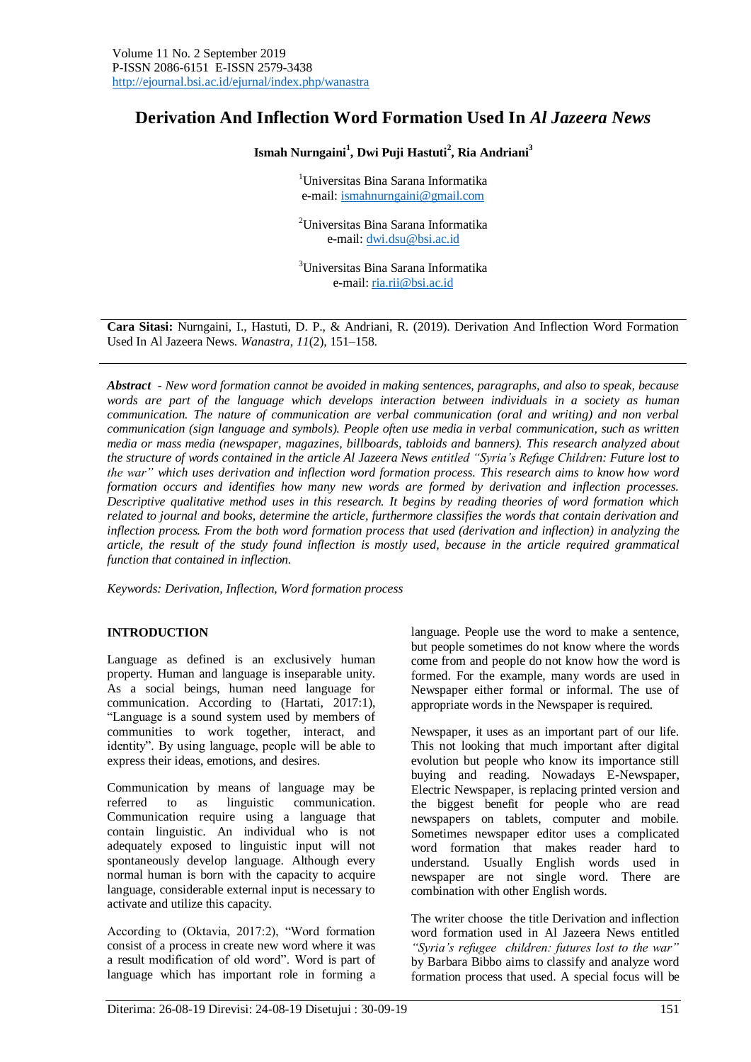# Derivation And Inflection Word Formation Used In *Al Jazeera News*

**Ismah Nurngaini[1], Dwi Puji Hastuti[2], Ria Andriani[3]**

[1]Universitas Bina Sarana Informatika
e-mail: ismahnurngaini@gmail.com

[2]Universitas Bina Sarana Informatika
e-mail: dwi.dsu@bsi.ac.id

[3]Universitas Bina Sarana Informatika
e-mail: ria.rii@bsi.ac.id

**Cara Sitasi:** Nurngaini, I., Hastuti, D. P., & Andriani, R. (2019). Derivation And Inflection Word Formation Used In Al Jazeera News. *Wanastra*, *11*(2), 151–158.

***Abstract** - New word formation cannot be avoided in making sentences, paragraphs, and also to speak, because words are part of the language which develops interaction between individuals in a society as human communication. The nature of communication are verbal communication (oral and writing) and non verbal communication (sign language and symbols). People often use media in verbal communication, such as written media or mass media (newspaper, magazines, billboards, tabloids and banners). This research analyzed about the structure of words contained in the article Al Jazeera News entitled "Syria's Refuge Children: Future lost to the war" which uses derivation and inflection word formation process. This research aims to know how word formation occurs and identifies how many new words are formed by derivation and inflection processes. Descriptive qualitative method uses in this research. It begins by reading theories of word formation which related to journal and books, determine the article, furthermore classifies the words that contain derivation and inflection process. From the both word formation process that used (derivation and inflection) in analyzing the article, the result of the study found inflection is mostly used, because in the article required grammatical function that contained in inflection.*

*Keywords: Derivation, Inflection, Word formation process*

## INTRODUCTION

Language as defined is an exclusively human property. Human and language is inseparable unity. As a social beings, human need language for communication. According to (Hartati, 2017:1), "Language is a sound system used by members of communities to work together, interact, and identity". By using language, people will be able to express their ideas, emotions, and desires.

Communication by means of language may be referred to as linguistic communication. Communication require using a language that contain linguistic. An individual who is not adequately exposed to linguistic input will not spontaneously develop language. Although every normal human is born with the capacity to acquire language, considerable external input is necessary to activate and utilize this capacity.

According to (Oktavia, 2017:2), "Word formation consist of a process in create new word where it was a result modification of old word". Word is part of language which has important role in forming a language. People use the word to make a sentence, but people sometimes do not know where the words come from and people do not know how the word is formed. For the example, many words are used in Newspaper either formal or informal. The use of appropriate words in the Newspaper is required.

Newspaper, it uses as an important part of our life. This not looking that much important after digital evolution but people who know its importance still buying and reading. Nowadays E-Newspaper, Electric Newspaper, is replacing printed version and the biggest benefit for people who are read newspapers on tablets, computer and mobile. Sometimes newspaper editor uses a complicated word formation that makes reader hard to understand. Usually English words used in newspaper are not single word. There are combination with other English words.

The writer choose the title Derivation and inflection word formation used in Al Jazeera News entitled *"Syria's refugee children: futures lost to the war"* by Barbara Bibbo aims to classify and analyze word formation process that used. A special focus will be

Diterima: 26-08-19 Direvisi: 24-08-19 Disetujui : 30-09-19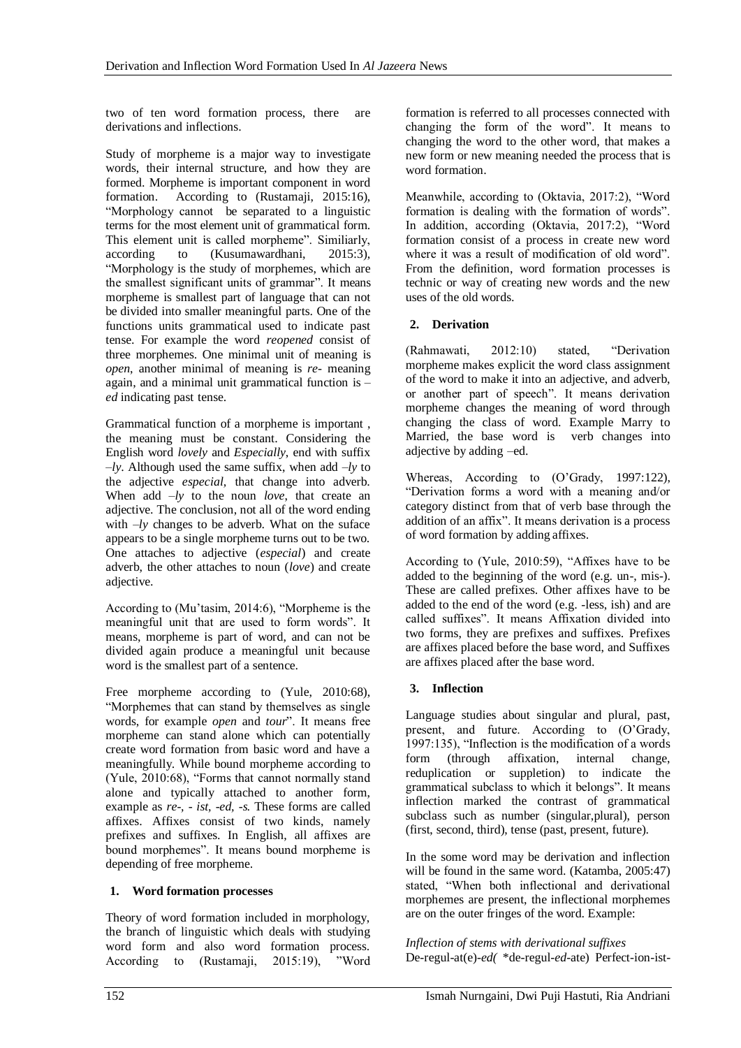two of ten word formation process, there are derivations and inflections.

Study of morpheme is a major way to investigate words, their internal structure, and how they are formed. Morpheme is important component in word formation. According to (Rustamaji, 2015:16), "Morphology cannot be separated to a linguistic terms for the most element unit of grammatical form. This element unit is called morpheme". Similiarly, according to (Kusumawardhani, 2015:3), "Morphology is the study of morphemes, which are the smallest significant units of grammar". It means morpheme is smallest part of language that can not be divided into smaller meaningful parts. One of the functions units grammatical used to indicate past tense. For example the word *reopened* consist of three morphemes. One minimal unit of meaning is *open*, another minimal of meaning is *re-* meaning again, and a minimal unit grammatical function is *–ed* indicating past tense.

Grammatical function of a morpheme is important , the meaning must be constant. Considering the English word *lovely* and *Especially*, end with suffix *–ly*. Although used the same suffix, when add *–ly* to the adjective *especial*, that change into adverb. When add *–ly* to the noun *love*, that create an adjective. The conclusion, not all of the word ending with *–ly* changes to be adverb. What on the suface appears to be a single morpheme turns out to be two. One attaches to adjective (*especial*) and create adverb, the other attaches to noun (*love*) and create adjective.

According to (Mu'tasim, 2014:6), "Morpheme is the meaningful unit that are used to form words". It means, morpheme is part of word, and can not be divided again produce a meaningful unit because word is the smallest part of a sentence.

Free morpheme according to (Yule, 2010:68), "Morphemes that can stand by themselves as single words, for example *open* and *tour*". It means free morpheme can stand alone which can potentially create word formation from basic word and have a meaningfully. While bound morpheme according to (Yule, 2010:68), "Forms that cannot normally stand alone and typically attached to another form, example as *re-, - ist, -ed, -s.* These forms are called affixes. Affixes consist of two kinds, namely prefixes and suffixes. In English, all affixes are bound morphemes". It means bound morpheme is depending of free morpheme.

## 1. Word formation processes

Theory of word formation included in morphology, the branch of linguistic which deals with studying word form and also word formation process. According to (Rustamaji, 2015:19), "Word formation is referred to all processes connected with changing the form of the word". It means to changing the word to the other word, that makes a new form or new meaning needed the process that is word formation.

Meanwhile, according to (Oktavia, 2017:2), "Word formation is dealing with the formation of words". In addition, according (Oktavia, 2017:2), "Word formation consist of a process in create new word where it was a result of modification of old word". From the definition, word formation processes is technic or way of creating new words and the new uses of the old words.

## 2. Derivation

(Rahmawati, 2012:10) stated, "Derivation morpheme makes explicit the word class assignment of the word to make it into an adjective, and adverb, or another part of speech". It means derivation morpheme changes the meaning of word through changing the class of word. Example Marry to Married, the base word is verb changes into adjective by adding –ed.

Whereas, According to (O'Grady, 1997:122), "Derivation forms a word with a meaning and/or category distinct from that of verb base through the addition of an affix". It means derivation is a process of word formation by adding affixes.

According to (Yule, 2010:59), "Affixes have to be added to the beginning of the word (e.g. un-, mis-). These are called prefixes. Other affixes have to be added to the end of the word (e.g. -less, ish) and are called suffixes". It means Affixation divided into two forms, they are prefixes and suffixes. Prefixes are affixes placed before the base word, and Suffixes are affixes placed after the base word.

## 3. Inflection

Language studies about singular and plural, past, present, and future. According to (O'Grady, 1997:135), "Inflection is the modification of a words form (through affixation, internal change, reduplication or suppletion) to indicate the grammatical subclass to which it belongs". It means inflection marked the contrast of grammatical subclass such as number (singular,plural), person (first, second, third), tense (past, present, future).

In the some word may be derivation and inflection will be found in the same word. (Katamba, 2005:47) stated, "When both inflectional and derivational morphemes are present, the inflectional morphemes are on the outer fringes of the word. Example:

*Inflection of stems with derivational suffixes*
De-regul-at(e)-*ed(* *de-regul-*ed*-ate) Perfect-ion-ist-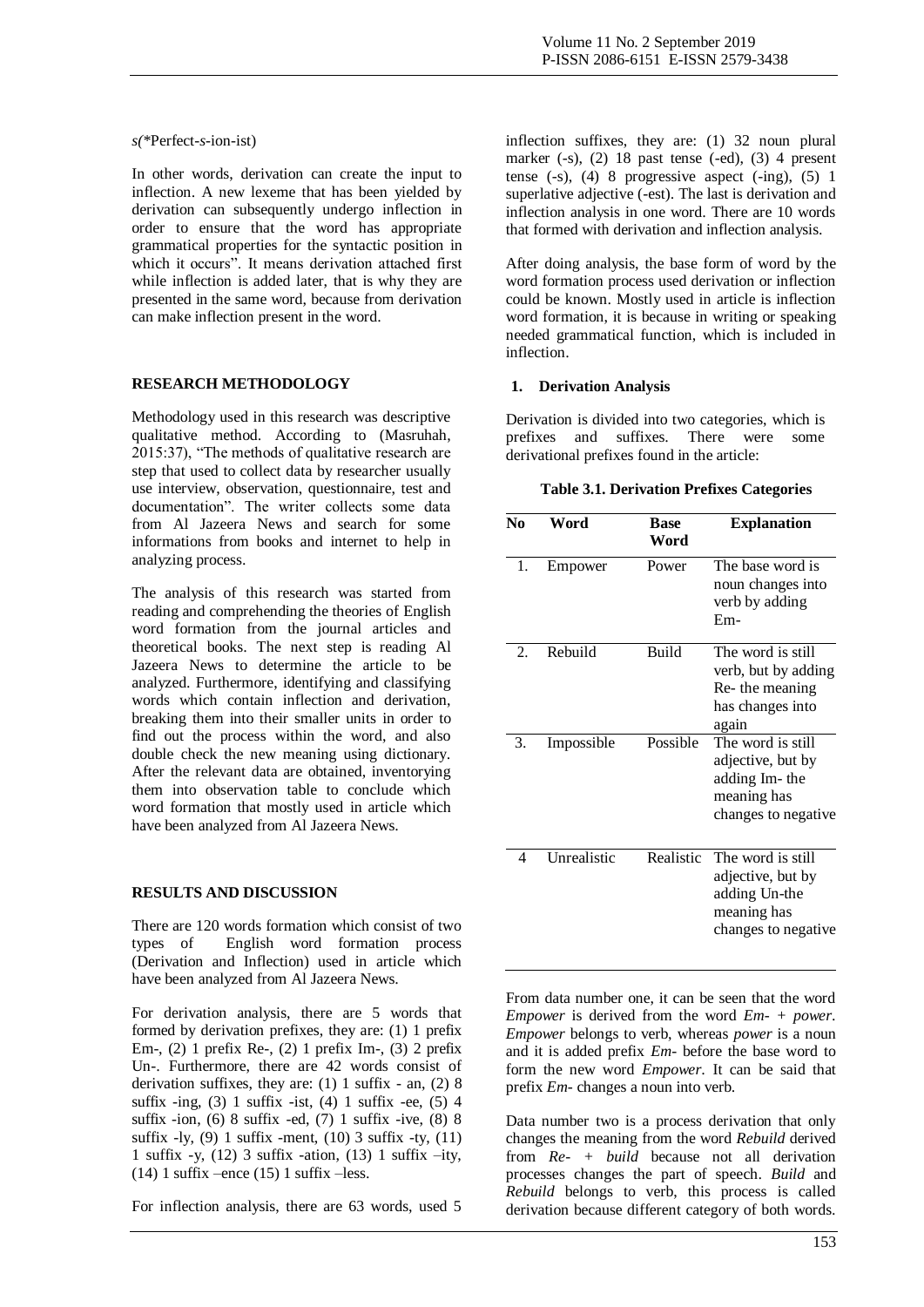*s(*Perfect-*s*-ion-ist)

In other words, derivation can create the input to inflection. A new lexeme that has been yielded by derivation can subsequently undergo inflection in order to ensure that the word has appropriate grammatical properties for the syntactic position in which it occurs". It means derivation attached first while inflection is added later, that is why they are presented in the same word, because from derivation can make inflection present in the word.

## RESEARCH METHODOLOGY

Methodology used in this research was descriptive qualitative method. According to (Masruhah, 2015:37), "The methods of qualitative research are step that used to collect data by researcher usually use interview, observation, questionnaire, test and documentation". The writer collects some data from Al Jazeera News and search for some informations from books and internet to help in analyzing process.

The analysis of this research was started from reading and comprehending the theories of English word formation from the journal articles and theoretical books. The next step is reading Al Jazeera News to determine the article to be analyzed. Furthermore, identifying and classifying words which contain inflection and derivation, breaking them into their smaller units in order to find out the process within the word, and also double check the new meaning using dictionary. After the relevant data are obtained, inventorying them into observation table to conclude which word formation that mostly used in article which have been analyzed from Al Jazeera News.

## RESULTS AND DISCUSSION

There are 120 words formation which consist of two types of English word formation process (Derivation and Inflection) used in article which have been analyzed from Al Jazeera News.

For derivation analysis, there are 5 words that formed by derivation prefixes, they are: (1) 1 prefix Em-, (2) 1 prefix Re-, (2) 1 prefix Im-, (3) 2 prefix Un-. Furthermore, there are 42 words consist of derivation suffixes, they are: (1) 1 suffix - an, (2) 8 suffix -ing, (3) 1 suffix -ist, (4) 1 suffix -ee, (5) 4 suffix -ion, (6) 8 suffix -ed, (7) 1 suffix -ive, (8) 8 suffix -ly, (9) 1 suffix -ment, (10) 3 suffix -ty, (11) 1 suffix -y, (12) 3 suffix -ation, (13) 1 suffix –ity, (14) 1 suffix –ence (15) 1 suffix –less.

For inflection analysis, there are 63 words, used 5 inflection suffixes, they are: (1) 32 noun plural marker (-s), (2) 18 past tense (-ed), (3) 4 present tense (-s), (4) 8 progressive aspect (-ing), (5) 1 superlative adjective (-est). The last is derivation and inflection analysis in one word. There are 10 words that formed with derivation and inflection analysis.

After doing analysis, the base form of word by the word formation process used derivation or inflection could be known. Mostly used in article is inflection word formation, it is because in writing or speaking needed grammatical function, which is included in inflection.

### 1. Derivation Analysis

Derivation is divided into two categories, which is prefixes and suffixes. There were some derivational prefixes found in the article:

**Table 3.1. Derivation Prefixes Categories**

| No | Word | Base Word | Explanation |
|---|---|---|---|
| 1. | Empower | Power | The base word is noun changes into verb by adding Em- |
| 2. | Rebuild | Build | The word is still verb, but by adding Re- the meaning has changes into again |
| 3. | Impossible | Possible | The word is still adjective, but by adding Im- the meaning has changes to negative |
| 4 | Unrealistic | Realistic | The word is still adjective, but by adding Un-the meaning has changes to negative |

From data number one, it can be seen that the word *Empower* is derived from the word *Em-* + *power*. *Empower* belongs to verb, whereas *power* is a noun and it is added prefix *Em-* before the base word to form the new word *Empower*. It can be said that prefix *Em-* changes a noun into verb.

Data number two is a process derivation that only changes the meaning from the word *Rebuild* derived from *Re-* + *build* because not all derivation processes changes the part of speech. *Build* and *Rebuild* belongs to verb, this process is called derivation because different category of both words.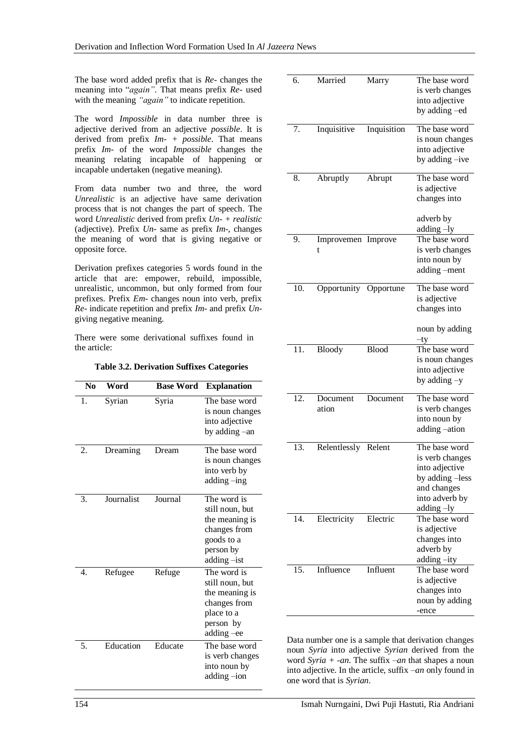The base word added prefix that is *Re-* changes the meaning into "*again"*. That means prefix *Re-* used with the meaning *"again"* to indicate repetition.

The word *Impossible* in data number three is adjective derived from an adjective *possible*. It is derived from prefix *Im-* + *possible*. That means prefix *Im-* of the word *Impossible* changes the meaning relating incapable of happening or incapable undertaken (negative meaning).

From data number two and three, the word *Unrealistic* is an adjective have same derivation process that is not changes the part of speech. The word *Unrealistic* derived from prefix *Un-* + *realistic* (adjective). Prefix *Un-* same as prefix *Im-*, changes the meaning of word that is giving negative or opposite force.

Derivation prefixes categories 5 words found in the article that are: empower, rebuild, impossible, unrealistic, uncommon, but only formed from four prefixes. Prefix *Em-* changes noun into verb, prefix *Re-* indicate repetition and prefix *Im-* and prefix *Un-* giving negative meaning.

There were some derivational suffixes found in the article:

**Table 3.2. Derivation Suffixes Categories**

| No | Word | Base Word | Explanation |
|---|---|---|---|
| 1. | Syrian | Syria | The base word is noun changes into adjective by adding –an |
| 2. | Dreaming | Dream | The base word is noun changes into verb by adding –ing |
| 3. | Journalist | Journal | The word is still noun, but the meaning is changes from goods to a person by adding –ist |
| 4. | Refugee | Refuge | The word is still noun, but the meaning is changes from place to a person by adding –ee |
| 5. | Education | Educate | The base word is verb changes into noun by adding –ion |
| 6. | Married | Marry | The base word is verb changes into adjective by adding –ed |
| 7. | Inquisitive | Inquisition | The base word is noun changes into adjective by adding –ive |
| 8. | Abruptly | Abrupt | The base word is adjective changes into adverb by adding –ly |
| 9. | Improvement | Improve | The base word is verb changes into noun by adding –ment |
| 10. | Opportunity | Opportune | The base word is adjective changes into noun by adding –ty |
| 11. | Bloody | Blood | The base word is noun changes into adjective by adding –y |
| 12. | Documentation | Document | The base word is verb changes into noun by adding –ation |
| 13. | Relentlessly | Relent | The base word is verb changes into adjective by adding –less and changes into adverb by adding –ly |
| 14. | Electricity | Electric | The base word is adjective changes into adverb by adding –ity |
| 15. | Influence | Influent | The base word is adjective changes into noun by adding -ence |

Data number one is a sample that derivation changes noun *Syria* into adjective *Syrian* derived from the word *Syria* + *-an*. The suffix *–an* that shapes a noun into adjective. In the article, suffix *–an* only found in one word that is *Syrian*.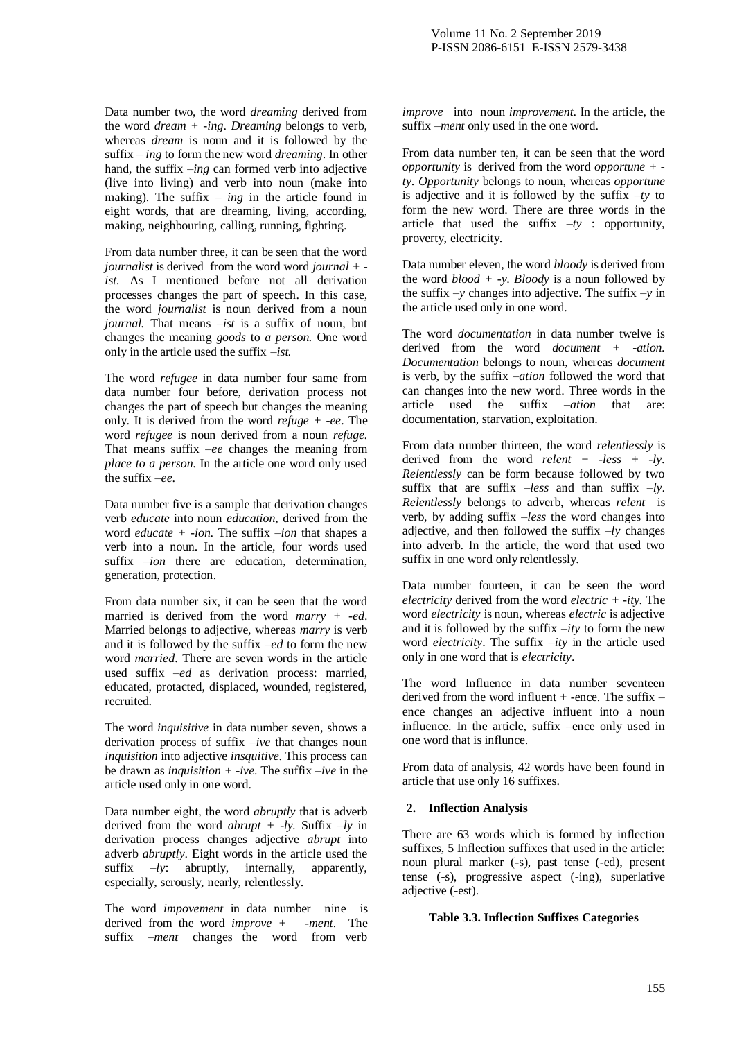Data number two, the word *dreaming* derived from the word *dream* + *-ing*. *Dreaming* belongs to verb, whereas *dream* is noun and it is followed by the suffix *– ing* to form the new word *dreaming*. In other hand, the suffix *–ing* can formed verb into adjective (live into living) and verb into noun (make into making). The suffix *– ing* in the article found in eight words, that are dreaming, living, according, making, neighbouring, calling, running, fighting.

From data number three, it can be seen that the word *journalist* is derived from the word word *journal* + *-ist.* As I mentioned before not all derivation processes changes the part of speech. In this case, the word *journalist* is noun derived from a noun *journal.* That means *–ist* is a suffix of noun, but changes the meaning *goods* to *a person.* One word only in the article used the suffix *–ist.*

The word *refugee* in data number four same from data number four before, derivation process not changes the part of speech but changes the meaning only. It is derived from the word *refuge* + *-ee*. The word *refugee* is noun derived from a noun *refuge.* That means suffix *–ee* changes the meaning from *place to a person.* In the article one word only used the suffix *–ee.*

Data number five is a sample that derivation changes verb *educate* into noun *education*, derived from the word *educate* + *-ion.* The suffix *–ion* that shapes a verb into a noun. In the article, four words used suffix *–ion* there are education, determination, generation, protection.

From data number six, it can be seen that the word married is derived from the word *marry* + *-ed*. Married belongs to adjective, whereas *marry* is verb and it is followed by the suffix *–ed* to form the new word *married*. There are seven words in the article used suffix *–ed* as derivation process: married, educated, protacted, displaced, wounded, registered, recruited.

The word *inquisitive* in data number seven, shows a derivation process of suffix *–ive* that changes noun *inquisition* into adjective *insquitive*. This process can be drawn as *inquisition* + *-ive*. The suffix *–ive* in the article used only in one word.

Data number eight, the word *abruptly* that is adverb derived from the word *abrupt* + *-ly.* Suffix *–ly* in derivation process changes adjective *abrupt* into adverb *abruptly*. Eight words in the article used the suffix *–ly*: abruptly, internally, apparently, especially, serously, nearly, relentlessly.

The word *impovement* in data number nine is derived from the word *improve* + *-ment*. The suffix *–ment* changes the word from verb *improve* into noun *improvement*. In the article, the suffix *–ment* only used in the one word.

From data number ten, it can be seen that the word *opportunity* is derived from the word *opportune* + *-ty*. *Opportunity* belongs to noun, whereas *opportune* is adjective and it is followed by the suffix *–ty* to form the new word. There are three words in the article that used the suffix *–ty* : opportunity, proverty, electricity.

Data number eleven, the word *bloody* is derived from the word *blood* + *-y*. *Bloody* is a noun followed by the suffix *–y* changes into adjective. The suffix *–y* in the article used only in one word.

The word *documentation* in data number twelve is derived from the word *document* + *-ation. Documentation* belongs to noun, whereas *document* is verb, by the suffix *–ation* followed the word that can changes into the new word. Three words in the article used the suffix *–ation* that are: documentation, starvation, exploitation.

From data number thirteen, the word *relentlessly* is derived from the word *relent* + *-less* + *-ly*. *Relentlessly* can be form because followed by two suffix that are suffix *–less* and than suffix *–ly*. *Relentlessly* belongs to adverb, whereas *relent* is verb, by adding suffix *–less* the word changes into adjective, and then followed the suffix *–ly* changes into adverb. In the article, the word that used two suffix in one word only relentlessly.

Data number fourteen, it can be seen the word *electricity* derived from the word *electric* + *-ity*. The word *electricity* is noun, whereas *electric* is adjective and it is followed by the suffix *–ity* to form the new word *electricity*. The suffix *–ity* in the article used only in one word that is *electricity*.

The word Influence in data number seventeen derived from the word influent + -ence. The suffix –ence changes an adjective influent into a noun influence. In the article, suffix –ence only used in one word that is influnce.

From data of analysis, 42 words have been found in article that use only 16 suffixes.

## 2. Inflection Analysis

There are 63 words which is formed by inflection suffixes, 5 Inflection suffixes that used in the article: noun plural marker (-s), past tense (-ed), present tense (-s), progressive aspect (-ing), superlative adjective (-est).

**Table 3.3. Inflection Suffixes Categories**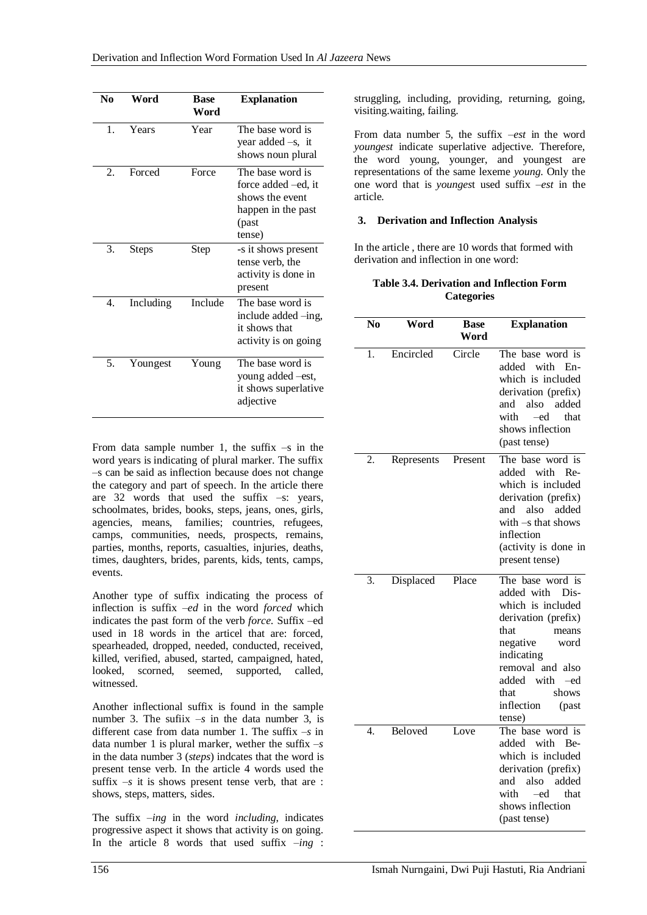| No | Word | Base Word | Explanation |
|---|---|---|---|
| 1. | Years | Year | The base word is year added –s, it shows noun plural |
| 2. | Forced | Force | The base word is force added –ed, it shows the event happen in the past (past tense) |
| 3. | Steps | Step | -s it shows present tense verb, the activity is done in present |
| 4. | Including | Include | The base word is include added –ing, it shows that activity is on going |
| 5. | Youngest | Young | The base word is young added –est, it shows superlative adjective |

From data sample number 1, the suffix –s in the word years is indicating of plural marker. The suffix –s can be said as inflection because does not change the category and part of speech. In the article there are 32 words that used the suffix –s: years, schoolmates, brides, books, steps, jeans, ones, girls, agencies, means, families; countries, refugees, camps, communities, needs, prospects, remains, parties, months, reports, casualties, injuries, deaths, times, daughters, brides, parents, kids, tents, camps, events.

Another type of suffix indicating the process of inflection is suffix *–ed* in the word *forced* which indicates the past form of the verb *force.* Suffix –ed used in 18 words in the articel that are: forced, spearheaded, dropped, needed, conducted, received, killed, verified, abused, started, campaigned, hated, looked, scorned, seemed, supported, called, witnessed.

Another inflectional suffix is found in the sample number 3. The sufiix *–s* in the data number 3, is different case from data number 1. The suffix *–s* in data number 1 is plural marker, wether the suffix *–s* in the data number 3 (*steps*) indcates that the word is present tense verb. In the article 4 words used the suffix *–s* it is shows present tense verb, that are : shows, steps, matters, sides.

The suffix *–ing* in the word *including,* indicates progressive aspect it shows that activity is on going. In the article 8 words that used suffix *–ing* : struggling, including, providing, returning, going, visiting.waiting, failing.

From data number 5, the suffix *–est* in the word *youngest* indicate superlative adjective. Therefore, the word young, younger, and youngest are representations of the same lexeme *young.* Only the one word that is *youngest* used suffix *–est* in the article.

### 3. Derivation and Inflection Analysis

In the article , there are 10 words that formed with derivation and inflection in one word:

**Table 3.4. Derivation and Inflection Form Categories**

| No | Word | Base Word | Explanation |
|---|---|---|---|
| 1. | Encircled | Circle | The base word is added with En- which is included derivation (prefix) and also added with –ed that shows inflection (past tense) |
| 2. | Represents | Present | The base word is added with Re- which is included derivation (prefix) and also added with –s that shows inflection (activity is done in present tense) |
| 3. | Displaced | Place | The base word is added with Dis- which is included derivation (prefix) that means negative word indicating removal and also added with –ed that shows inflection (past tense) |
| 4. | Beloved | Love | The base word is added with Be- which is included derivation (prefix) and also added with –ed that shows inflection (past tense) |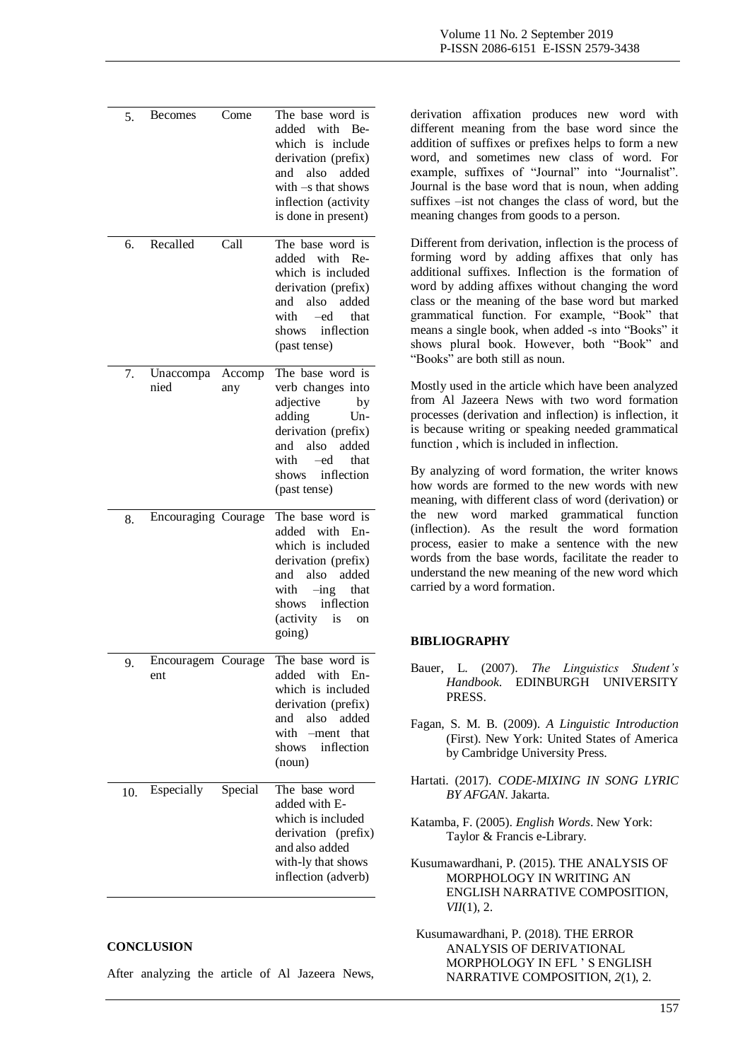| 5. | Becomes | Come | The base word is added with Be- which is include derivation (prefix) and also added with –s that shows inflection (activity is done in present) |
|---|---|---|---|
| 6. | Recalled | Call | The base word is added with Re- which is included derivation (prefix) and also added with –ed that shows inflection (past tense) |
| 7. | Unaccompanied | Accompany | The base word is verb changes into adjective by adding Un- derivation (prefix) and also added with –ed that shows inflection (past tense) |
| 8. | Encouraging | Courage | The base word is added with En- which is included derivation (prefix) and also added with –ing that shows inflection (activity is on going) |
| 9. | Encouragement | Courage | The base word is added with En- which is included derivation (prefix) and also added with –ment that shows inflection (noun) |
| 10. | Especially | Special | The base word added with E- which is included derivation (prefix) and also added with-ly that shows inflection (adverb) |

## CONCLUSION

After analyzing the article of Al Jazeera News, derivation affixation produces new word with different meaning from the base word since the addition of suffixes or prefixes helps to form a new word, and sometimes new class of word. For example, suffixes of "Journal" into "Journalist". Journal is the base word that is noun, when adding suffixes –ist not changes the class of word, but the meaning changes from goods to a person.

Different from derivation, inflection is the process of forming word by adding affixes that only has additional suffixes. Inflection is the formation of word by adding affixes without changing the word class or the meaning of the base word but marked grammatical function. For example, "Book" that means a single book, when added -s into "Books" it shows plural book. However, both "Book" and "Books" are both still as noun.

Mostly used in the article which have been analyzed from Al Jazeera News with two word formation processes (derivation and inflection) is inflection, it is because writing or speaking needed grammatical function , which is included in inflection.

By analyzing of word formation, the writer knows how words are formed to the new words with new meaning, with different class of word (derivation) or the new word marked grammatical function (inflection). As the result the word formation process, easier to make a sentence with the new words from the base words, facilitate the reader to understand the new meaning of the new word which carried by a word formation.

## BIBLIOGRAPHY

Bauer, L. (2007). *The Linguistics Student's Handbook*. EDINBURGH UNIVERSITY PRESS.

Fagan, S. M. B. (2009). *A Linguistic Introduction* (First). New York: United States of America by Cambridge University Press.

Hartati. (2017). *CODE-MIXING IN SONG LYRIC BY AFGAN*. Jakarta.

Katamba, F. (2005). *English Words*. New York: Taylor & Francis e-Library.

Kusumawardhani, P. (2015). THE ANALYSIS OF MORPHOLOGY IN WRITING AN ENGLISH NARRATIVE COMPOSITION, *VII*(1), 2.

Kusumawardhani, P. (2018). THE ERROR ANALYSIS OF DERIVATIONAL MORPHOLOGY IN EFL ' S ENGLISH NARRATIVE COMPOSITION, *2*(1), 2.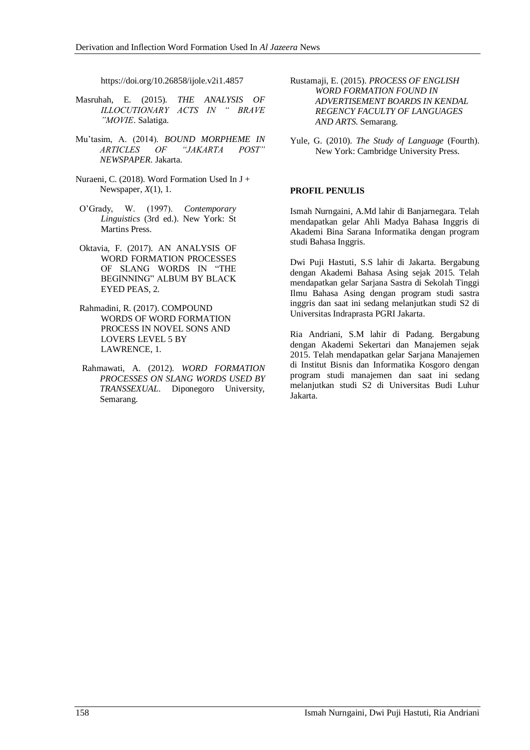https://doi.org/10.26858/ijole.v2i1.4857

Masruhah, E. (2015). *THE ANALYSIS OF ILLOCUTIONARY ACTS IN " BRAVE "MOVIE*. Salatiga.

Mu'tasim, A. (2014). *BOUND MORPHEME IN ARTICLES OF "JAKARTA POST" NEWSPAPER*. Jakarta.

Nuraeni, C. (2018). Word Formation Used In J + Newspaper, *X*(1), 1.

O'Grady, W. (1997). *Contemporary Linguistics* (3rd ed.). New York: St Martins Press.

Oktavia, F. (2017). AN ANALYSIS OF WORD FORMATION PROCESSES OF SLANG WORDS IN "THE BEGINNING" ALBUM BY BLACK EYED PEAS, 2.

Rahmadini, R. (2017). COMPOUND WORDS OF WORD FORMATION PROCESS IN NOVEL SONS AND LOVERS LEVEL 5 BY LAWRENCE, 1.

Rahmawati, A. (2012). *WORD FORMATION PROCESSES ON SLANG WORDS USED BY TRANSSEXUAL*. Diponegoro University, Semarang.

Rustamaji, E. (2015). *PROCESS OF ENGLISH WORD FORMATION FOUND IN ADVERTISEMENT BOARDS IN KENDAL REGENCY FACULTY OF LANGUAGES AND ARTS*. Semarang.

Yule, G. (2010). *The Study of Language* (Fourth). New York: Cambridge University Press.

**PROFIL PENULIS**

Ismah Nurngaini, A.Md lahir di Banjarnegara. Telah mendapatkan gelar Ahli Madya Bahasa Inggris di Akademi Bina Sarana Informatika dengan program studi Bahasa Inggris.

Dwi Puji Hastuti, S.S lahir di Jakarta. Bergabung dengan Akademi Bahasa Asing sejak 2015. Telah mendapatkan gelar Sarjana Sastra di Sekolah Tinggi Ilmu Bahasa Asing dengan program studi sastra inggris dan saat ini sedang melanjutkan studi S2 di Universitas Indraprasta PGRI Jakarta.

Ria Andriani, S.M lahir di Padang. Bergabung dengan Akademi Sekertari dan Manajemen sejak 2015. Telah mendapatkan gelar Sarjana Manajemen di Institut Bisnis dan Informatika Kosgoro dengan program studi manajemen dan saat ini sedang melanjutkan studi S2 di Universitas Budi Luhur Jakarta.